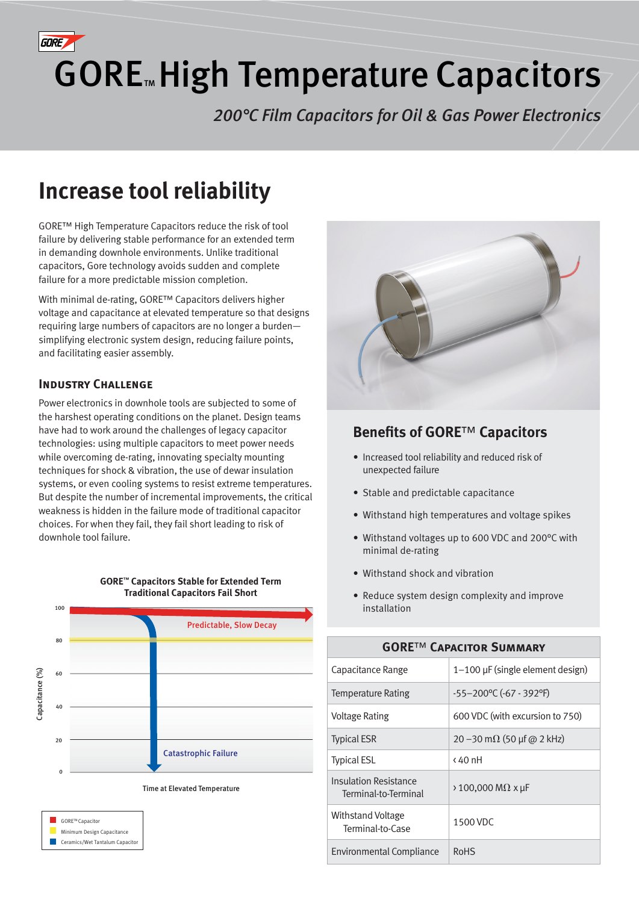# GORE™ High Temperature Capacitors

*200°C Film Capacitors for Oil & Gas Power Electronics*

## Increase tool reliability

GORE™ High Temperature Capacitors reduce the risk of tool failure by delivering stable performance for an extended term in demanding downhole environments. Unlike traditional capacitors, Gore technology avoids sudden and complete failure for a more predictable mission completion.

With minimal de-rating, GORE™ Capacitors delivers higher voltage and capacitance at elevated temperature so that designs requiring large numbers of capacitors are no longer a burden—simplifying electronic system design, reducing failure points, and facilitating easier assembly.

### Industry Challenge

Power electronics in downhole tools are subjected to some of the harshest operating conditions on the planet. Design teams have had to work around the challenges of legacy capacitor technologies: using multiple capacitors to meet power needs while overcoming de-rating, innovating specialty mounting techniques for shock & vibration, the use of dewar insulation systems, or even cooling systems to resist extreme temperatures. But despite the number of incremental improvements, the critical weakness is hidden in the failure mode of traditional capacitor choices. For when they fail, they fail short leading to risk of downhole tool failure.

**GORE™ Capacitors Stable for Extended Term**
**Traditional Capacitors Fail Short**

Capacitance (%): 0, 20, 40, 60, 80, 100

Predictable, Slow Decay

Catastrophic Failure

Time at Elevated Temperature

- GORE™ Capacitor
- Minimum Design Capacitance
- Ceramics/Wet Tantalum Capacitor

### Benefits of GORE™ Capacitors

- Increased tool reliability and reduced risk of unexpected failure
- Stable and predictable capacitance
- Withstand high temperatures and voltage spikes
- Withstand voltages up to 600 VDC and 200°C with minimal de-rating
- Withstand shock and vibration
- Reduce system design complexity and improve installation

| GORE™ Capacitor Summary | |
|---|---|
| Capacitance Range | 1–100 µF (single element design) |
| Temperature Rating | -55–200ºC (-67 - 392ºF) |
| Voltage Rating | 600 VDC (with excursion to 750) |
| Typical ESR | 20 –30 mΩ (50 µf @ 2 kHz) |
| Typical ESL | ‹ 40 nH |
| Insulation Resistance Terminal-to-Terminal | › 100,000 MΩ x µF |
| Withstand Voltage Terminal-to-Case | 1500 VDC |
| Environmental Compliance | RoHS |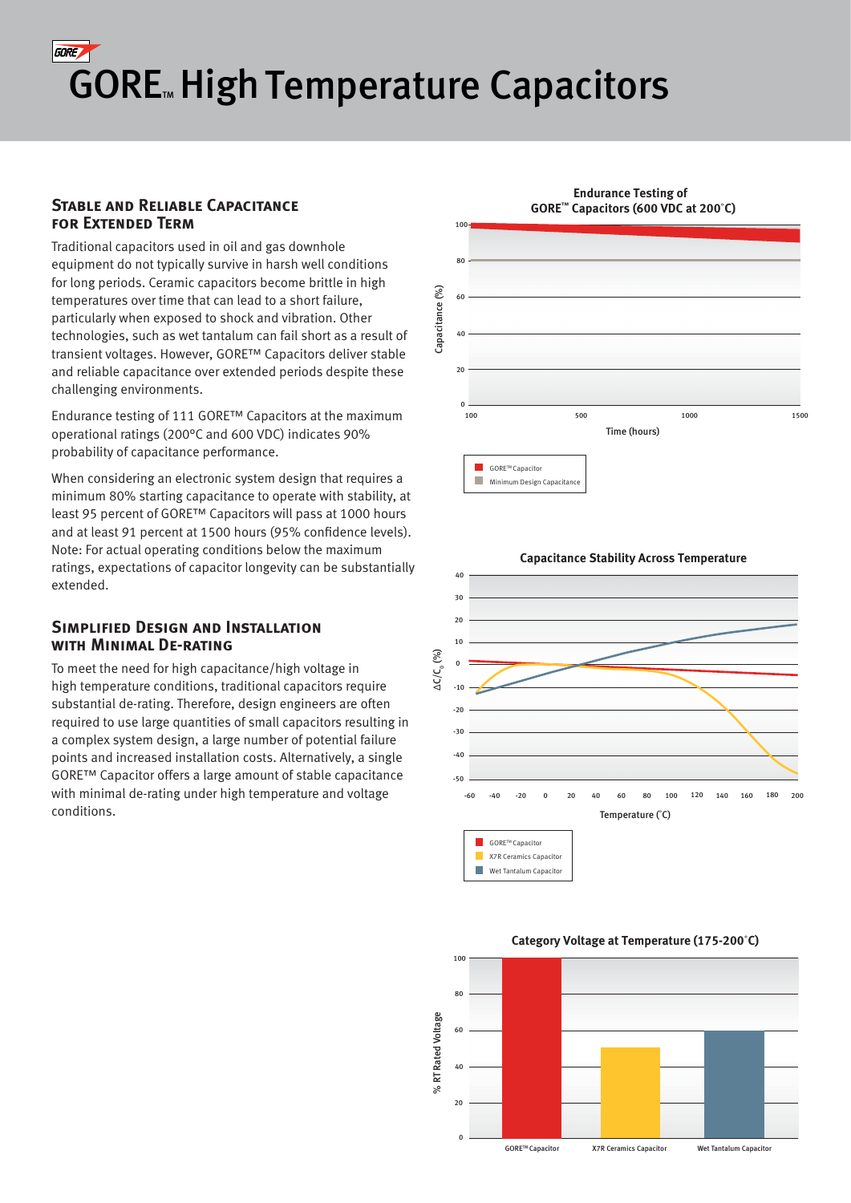# GORE™ High Temperature Capacitors

## Stable and Reliable Capacitance for Extended Term

Traditional capacitors used in oil and gas downhole equipment do not typically survive in harsh well conditions for long periods. Ceramic capacitors become brittle in high temperatures over time that can lead to a short failure, particularly when exposed to shock and vibration. Other technologies, such as wet tantalum can fail short as a result of transient voltages. However, GORE™ Capacitors deliver stable and reliable capacitance over extended periods despite these challenging environments.

Endurance testing of 111 GORE™ Capacitors at the maximum operational ratings (200°C and 600 VDC) indicates 90% probability of capacitance performance.

When considering an electronic system design that requires a minimum 80% starting capacitance to operate with stability, at least 95 percent of GORE™ Capacitors will pass at 1000 hours and at least 91 percent at 1500 hours (95% confidence levels). Note: For actual operating conditions below the maximum ratings, expectations of capacitor longevity can be substantially extended.

## Simplified Design and Installation with Minimal De-rating

To meet the need for high capacitance/high voltage in high temperature conditions, traditional capacitors require substantial de-rating. Therefore, design engineers are often required to use large quantities of small capacitors resulting in a complex system design, a large number of potential failure points and increased installation costs. Alternatively, a single GORE™ Capacitor offers a large amount of stable capacitance with minimal de-rating under high temperature and voltage conditions.

**Endurance Testing of GORE™ Capacitors (600 VDC at 200°C)**

Capacitance (%) vs. Time (hours): 100, 500, 1000, 1500

Legend: GORE™ Capacitor; Minimum Design Capacitance

**Capacitance Stability Across Temperature**

$\Delta C/C_0$ (%) vs. Temperature (°C): -60 to 200

Legend: GORE™ Capacitor; X7R Ceramics Capacitor; Wet Tantalum Capacitor

**Category Voltage at Temperature (175-200°C)**

% RT Rated Voltage: GORE™ Capacitor; X7R Ceramics Capacitor; Wet Tantalum Capacitor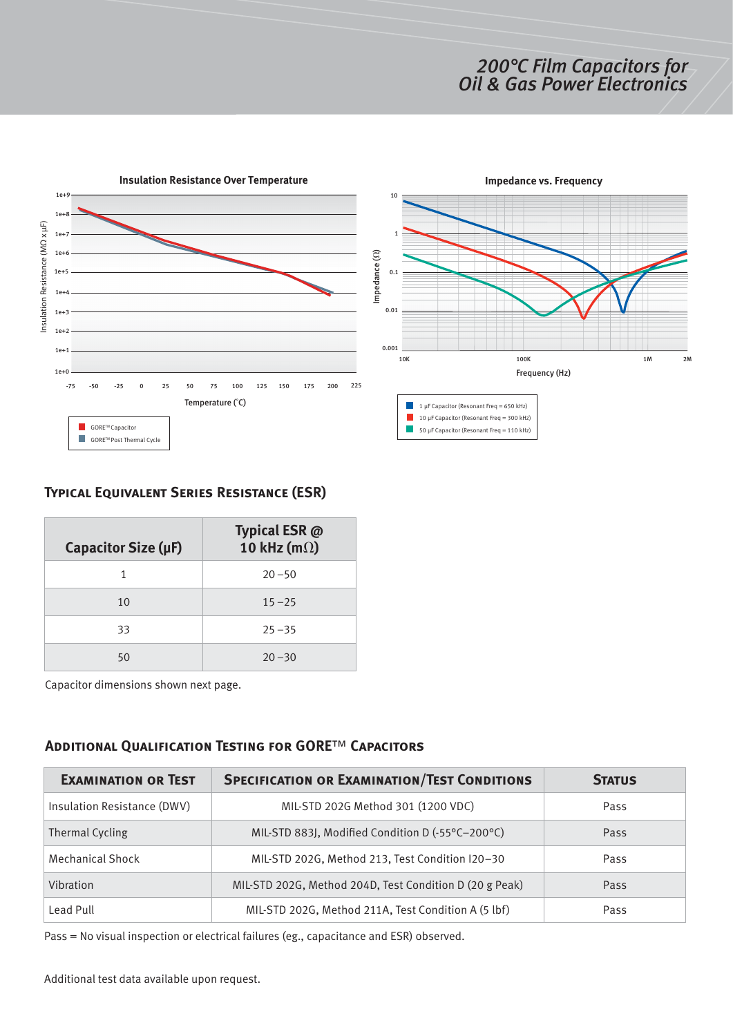## Typical Equivalent Series Resistance (ESR)

| Capacitor Size (µF) | Typical ESR @ 10 kHz (mΩ) |
|---|---|
| 1 | 20 – 50 |
| 10 | 15 – 25 |
| 33 | 25 – 35 |
| 50 | 20 – 30 |

Capacitor dimensions shown next page.

## Additional Qualification Testing for GORE™ Capacitors

| Examination or Test | Specification or Examination/Test Conditions | Status |
|---|---|---|
| Insulation Resistance (DWV) | MIL-STD 202G Method 301 (1200 VDC) | Pass |
| Thermal Cycling | MIL-STD 883J, Modified Condition D (-55°C–200°C) | Pass |
| Mechanical Shock | MIL-STD 202G, Method 213, Test Condition I20–30 | Pass |
| Vibration | MIL-STD 202G, Method 204D, Test Condition D (20 g Peak) | Pass |
| Lead Pull | MIL-STD 202G, Method 211A, Test Condition A (5 lbf) | Pass |

Pass = No visual inspection or electrical failures (eg., capacitance and ESR) observed.

Additional test data available upon request.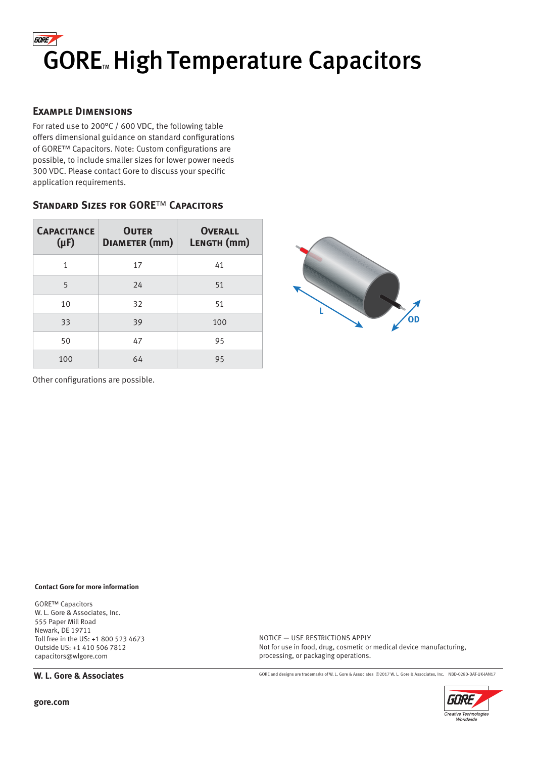# GORE™ High Temperature Capacitors

## Example Dimensions

For rated use to 200°C / 600 VDC, the following table offers dimensional guidance on standard configurations of GORE™ Capacitors. Note: Custom configurations are possible, to include smaller sizes for lower power needs 300 VDC. Please contact Gore to discuss your specific application requirements.

### Standard Sizes for GORE™ Capacitors

| Capacitance (µF) | Outer Diameter (mm) | Overall Length (mm) |
|---|---|---|
| 1 | 17 | 41 |
| 5 | 24 | 51 |
| 10 | 32 | 51 |
| 33 | 39 | 100 |
| 50 | 47 | 95 |
| 100 | 64 | 95 |

L

OD

Other configurations are possible.

**Contact Gore for more information**

GORE™ Capacitors
W. L. Gore & Associates, Inc.
555 Paper Mill Road
Newark, DE 19711
Toll free in the US: +1 800 523 4673
Outside US: +1 410 506 7812
capacitors@wlgore.com

NOTICE — USE RESTRICTIONS APPLY
Not for use in food, drug, cosmetic or medical device manufacturing, processing, or packaging operations.

**W. L. Gore & Associates**

GORE and designs are trademarks of W. L. Gore & Associates ©2017 W. L. Gore & Associates, Inc. NBD-0280-DAT-UK-JAN17

**gore.com**

Creative Technologies Worldwide